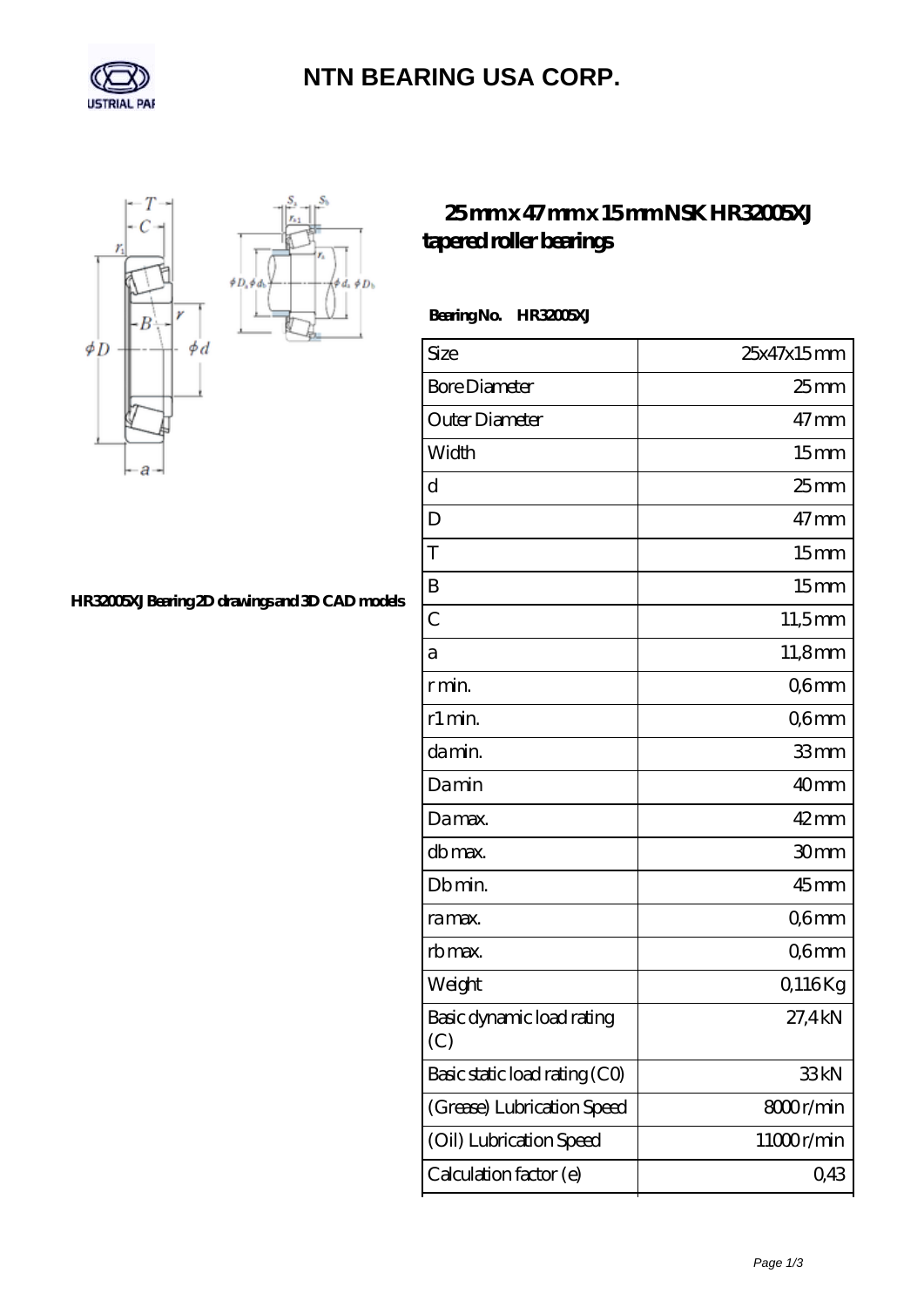# NTN BEARING USA CORP.

## 25 mm x 47 mm x 15 mm NSK HR32005XJ tapered roller bearings

HR32005XJ Bearing 2D drawings and 3D CAD models

**Bearing No. HR32005XJ**

| Size | 25x47x15 mm |
|---|---|
| Bore Diameter | 25 mm |
| Outer Diameter | 47 mm |
| Width | 15 mm |
| d | 25 mm |
| D | 47 mm |
| T | 15 mm |
| B | 15 mm |
| C | 11,5 mm |
| a | 11,8 mm |
| r min. | 0,6 mm |
| r1 min. | 0,6 mm |
| da min. | 33 mm |
| Da min | 40 mm |
| Da max. | 42 mm |
| db max. | 30 mm |
| Db min. | 45 mm |
| ra max. | 0,6 mm |
| rb max. | 0,6 mm |
| Weight | 0,116 Kg |
| Basic dynamic load rating (C) | 27,4 kN |
| Basic static load rating (C0) | 33 kN |
| (Grease) Lubrication Speed | 8000 r/min |
| (Oil) Lubrication Speed | 11000 r/min |
| Calculation factor (e) | 0,43 |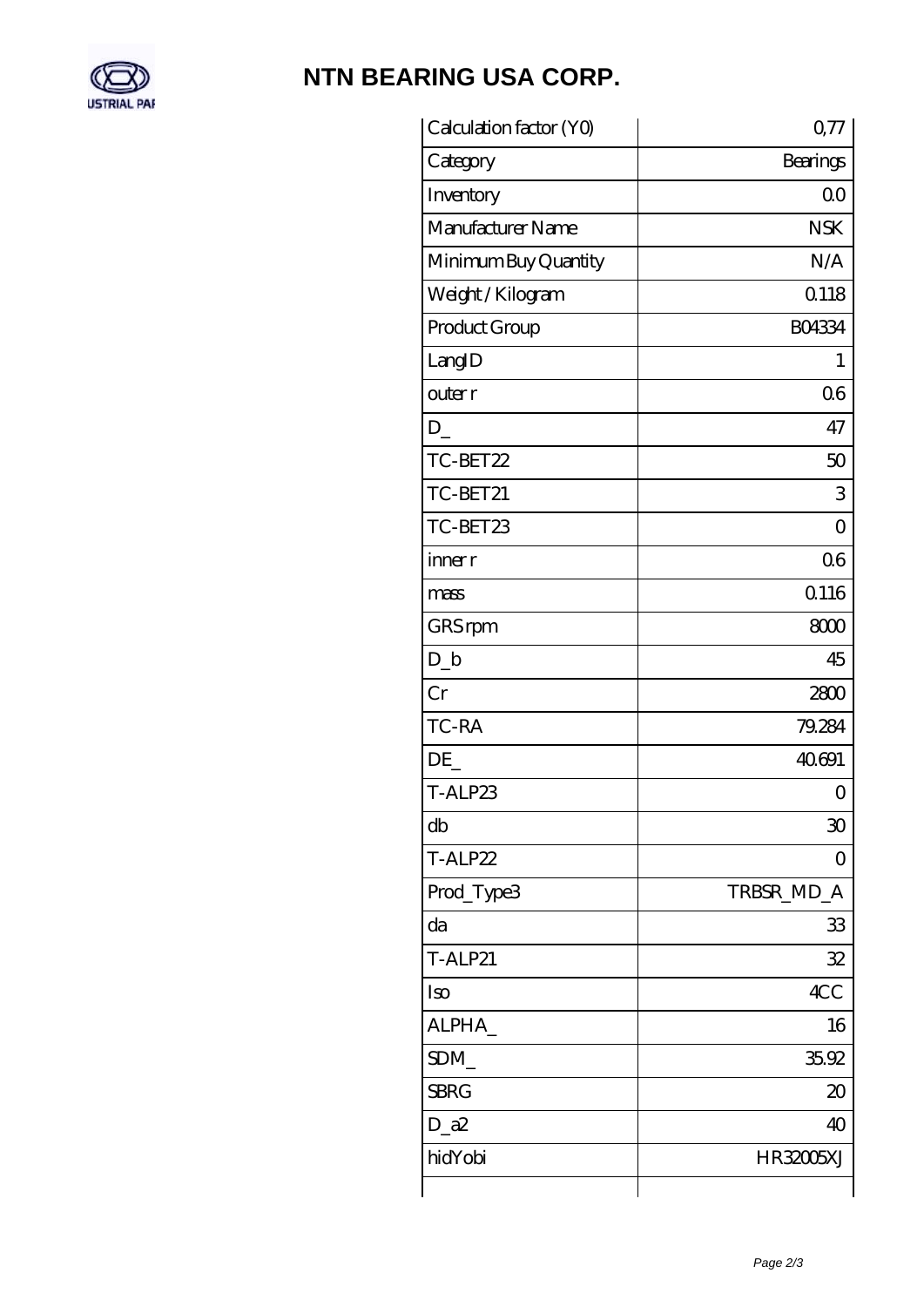# NTN BEARING USA CORP.

| | |
|---|---|
| Calculation factor (Y0) | 0,77 |
| Category | Bearings |
| Inventory | 0.0 |
| Manufacturer Name | NSK |
| Minimum Buy Quantity | N/A |
| Weight / Kilogram | 0.118 |
| Product Group | B04334 |
| LangID | 1 |
| outer r | 0.6 |
| D_ | 47 |
| TC-BET22 | 50 |
| TC-BET21 | 3 |
| TC-BET23 | 0 |
| inner r | 0.6 |
| mass | 0.116 |
| GRS rpm | 8000 |
| D_b | 45 |
| Cr | 2800 |
| TC-RA | 79.284 |
| DE_ | 40.691 |
| T-ALP23 | 0 |
| db | 30 |
| T-ALP22 | 0 |
| Prod_Type3 | TRBSR_MD_A |
| da | 33 |
| T-ALP21 | 32 |
| Iso | 4CC |
| ALPHA_ | 16 |
| SDM_ | 35.92 |
| SBRG | 20 |
| D_a2 | 40 |
| hidYobi | HR32005XJ |
| | |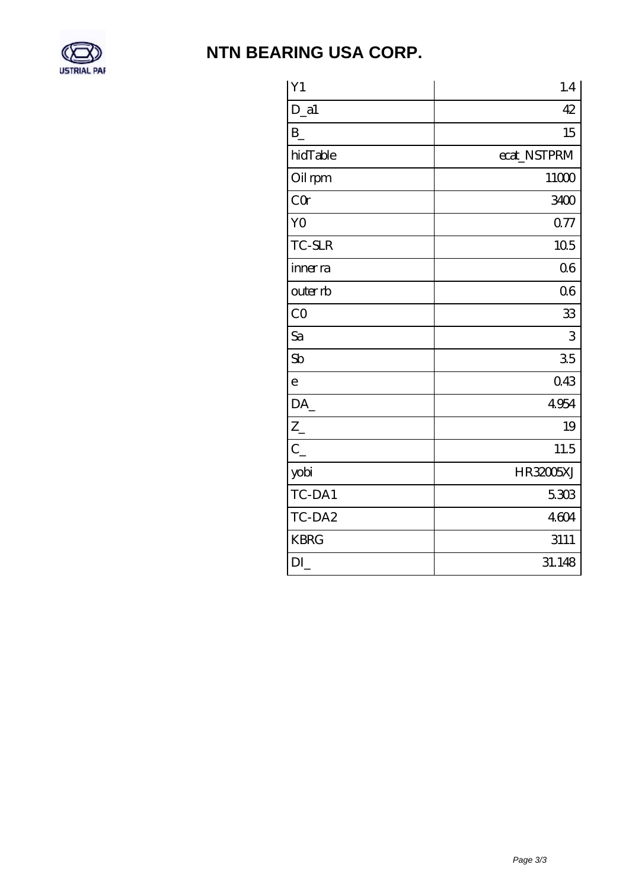# NTN BEARING USA CORP.

| | |
|---|---|
| Y1 | 1.4 |
| D_a1 | 42 |
| B_ | 15 |
| hidTable | ecat_NSTPRM |
| Oil rpm | 11000 |
| C0r | 3400 |
| Y0 | 0.77 |
| TC-SLR | 10.5 |
| inner ra | 0.6 |
| outer rb | 0.6 |
| C0 | 33 |
| Sa | 3 |
| Sb | 3.5 |
| e | 0.43 |
| DA_ | 4.954 |
| Z_ | 19 |
| C_ | 11.5 |
| yobi | HR32005XJ |
| TC-DA1 | 5.303 |
| TC-DA2 | 4.604 |
| KBRG | 3111 |
| DI_ | 31.148 |